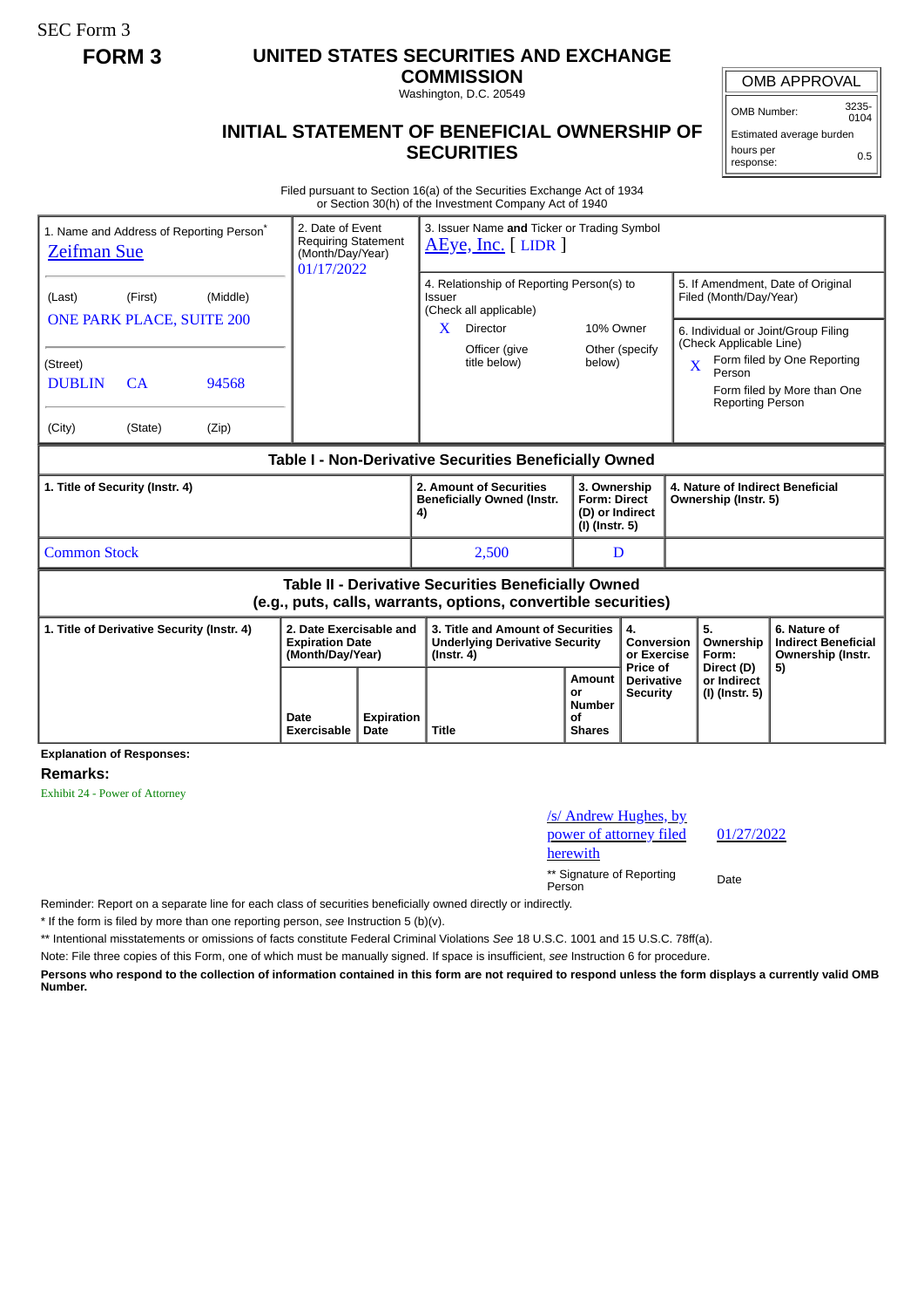SEC Form 3

**FORM 3**

# UNITED STATES SECURITIES AND EXCHANGE COMMISSION

Washington, D.C. 20549

## INITIAL STATEMENT OF BENEFICIAL OWNERSHIP OF SECURITIES

| OMB APPROVAL | |
|---|---|
| OMB Number: | 3235-0104 |
| Estimated average burden | |
| hours per response: | 0.5 |

Filed pursuant to Section 16(a) of the Securities Exchange Act of 1934 or Section 30(h) of the Investment Company Act of 1940

1. Name and Address of Reporting Person*
Zeifman Sue

(Last) (First) (Middle)
ONE PARK PLACE, SUITE 200

(Street)
DUBLIN CA 94568

(City) (State) (Zip)

2. Date of Event Requiring Statement (Month/Day/Year)
01/17/2022

3. Issuer Name and Ticker or Trading Symbol
AEye, Inc. [ LIDR ]

4. Relationship of Reporting Person(s) to Issuer (Check all applicable)
X Director
10% Owner
Officer (give title below)
Other (specify below)

5. If Amendment, Date of Original Filed (Month/Day/Year)

6. Individual or Joint/Group Filing (Check Applicable Line)
X Form filed by One Reporting Person
Form filed by More than One Reporting Person

### Table I - Non-Derivative Securities Beneficially Owned

| 1. Title of Security (Instr. 4) | 2. Amount of Securities Beneficially Owned (Instr. 4) | 3. Ownership Form: Direct (D) or Indirect (I) (Instr. 5) | 4. Nature of Indirect Beneficial Ownership (Instr. 5) |
|---|---|---|---|
| Common Stock | 2,500 | D | |

### Table II - Derivative Securities Beneficially Owned (e.g., puts, calls, warrants, options, convertible securities)

| 1. Title of Derivative Security (Instr. 4) | 2. Date Exercisable and Expiration Date (Month/Day/Year) | | 3. Title and Amount of Securities Underlying Derivative Security (Instr. 4) | | 4. Conversion or Exercise Price of Derivative Security | 5. Ownership Form: Direct (D) or Indirect (I) (Instr. 5) | 6. Nature of Indirect Beneficial Ownership (Instr. 5) |
|---|---|---|---|---|---|---|---|
| | Date Exercisable | Expiration Date | Title | Amount or Number of Shares | | | |

**Explanation of Responses:**

**Remarks:**

Exhibit 24 - Power of Attorney

/s/ Andrew Hughes, by power of attorney filed herewith — 01/27/2022

** Signature of Reporting Person — Date

Reminder: Report on a separate line for each class of securities beneficially owned directly or indirectly.

* If the form is filed by more than one reporting person, *see* Instruction 5 (b)(v).

** Intentional misstatements or omissions of facts constitute Federal Criminal Violations *See* 18 U.S.C. 1001 and 15 U.S.C. 78ff(a).

Note: File three copies of this Form, one of which must be manually signed. If space is insufficient, *see* Instruction 6 for procedure.

**Persons who respond to the collection of information contained in this form are not required to respond unless the form displays a currently valid OMB Number.**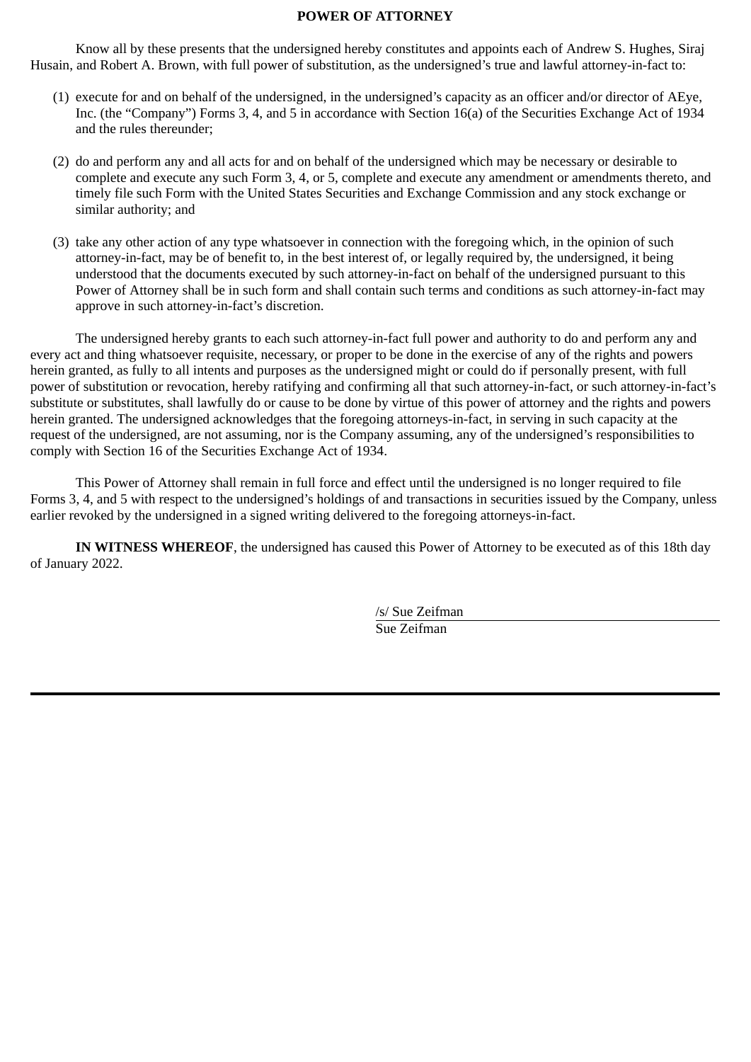**POWER OF ATTORNEY**

Know all by these presents that the undersigned hereby constitutes and appoints each of Andrew S. Hughes, Siraj Husain, and Robert A. Brown, with full power of substitution, as the undersigned's true and lawful attorney-in-fact to:

(1) execute for and on behalf of the undersigned, in the undersigned's capacity as an officer and/or director of AEye, Inc. (the "Company") Forms 3, 4, and 5 in accordance with Section 16(a) of the Securities Exchange Act of 1934 and the rules thereunder;

(2) do and perform any and all acts for and on behalf of the undersigned which may be necessary or desirable to complete and execute any such Form 3, 4, or 5, complete and execute any amendment or amendments thereto, and timely file such Form with the United States Securities and Exchange Commission and any stock exchange or similar authority; and

(3) take any other action of any type whatsoever in connection with the foregoing which, in the opinion of such attorney-in-fact, may be of benefit to, in the best interest of, or legally required by, the undersigned, it being understood that the documents executed by such attorney-in-fact on behalf of the undersigned pursuant to this Power of Attorney shall be in such form and shall contain such terms and conditions as such attorney-in-fact may approve in such attorney-in-fact's discretion.

The undersigned hereby grants to each such attorney-in-fact full power and authority to do and perform any and every act and thing whatsoever requisite, necessary, or proper to be done in the exercise of any of the rights and powers herein granted, as fully to all intents and purposes as the undersigned might or could do if personally present, with full power of substitution or revocation, hereby ratifying and confirming all that such attorney-in-fact, or such attorney-in-fact's substitute or substitutes, shall lawfully do or cause to be done by virtue of this power of attorney and the rights and powers herein granted. The undersigned acknowledges that the foregoing attorneys-in-fact, in serving in such capacity at the request of the undersigned, are not assuming, nor is the Company assuming, any of the undersigned's responsibilities to comply with Section 16 of the Securities Exchange Act of 1934.

This Power of Attorney shall remain in full force and effect until the undersigned is no longer required to file Forms 3, 4, and 5 with respect to the undersigned's holdings of and transactions in securities issued by the Company, unless earlier revoked by the undersigned in a signed writing delivered to the foregoing attorneys-in-fact.

**IN WITNESS WHEREOF**, the undersigned has caused this Power of Attorney to be executed as of this 18th day of January 2022.

/s/ Sue Zeifman

Sue Zeifman